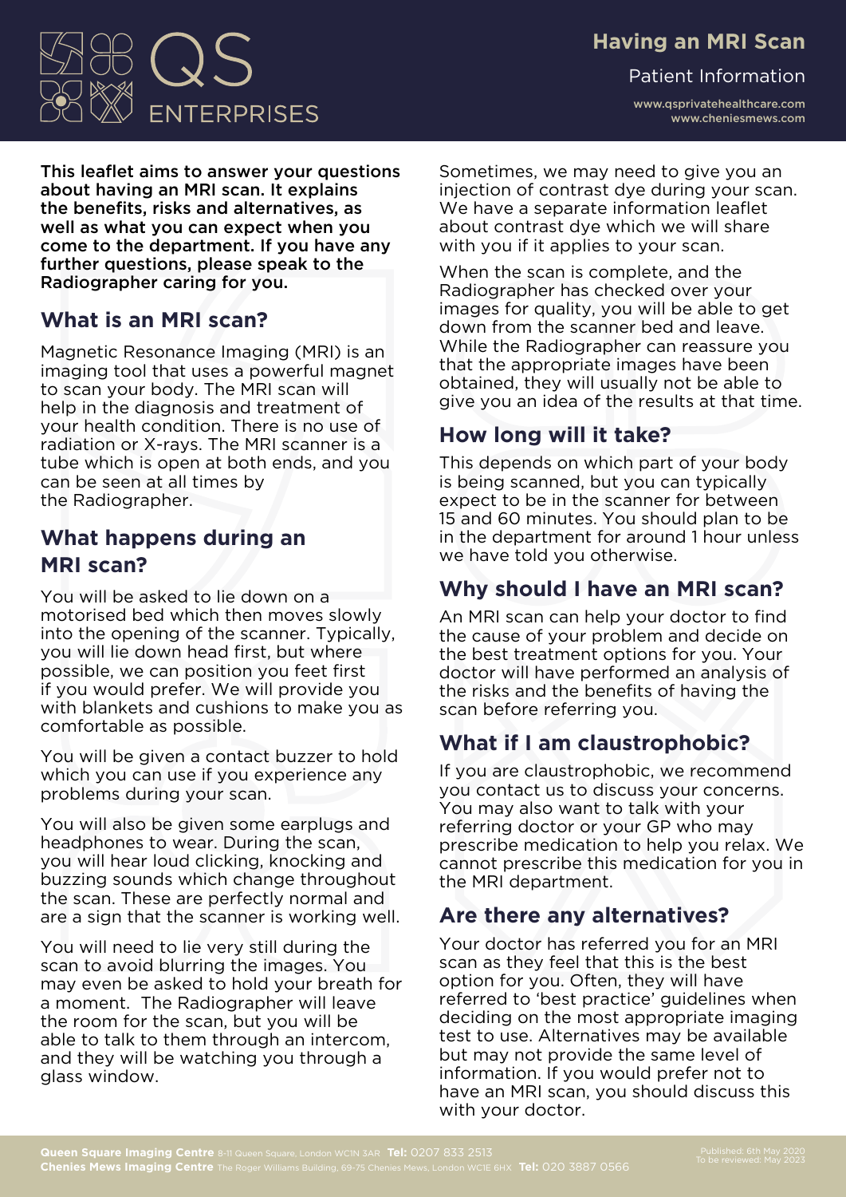# Having an MRI Scan

Patient Information

www.qsprivatehealthcare.com
www.cheniesmews.com

**This leaflet aims to answer your questions about having an MRI scan. It explains the benefits, risks and alternatives, as well as what you can expect when you come to the department. If you have any further questions, please speak to the Radiographer caring for you.**

## What is an MRI scan?

Magnetic Resonance Imaging (MRI) is an imaging tool that uses a powerful magnet to scan your body. The MRI scan will help in the diagnosis and treatment of your health condition. There is no use of radiation or X-rays. The MRI scanner is a tube which is open at both ends, and you can be seen at all times by the Radiographer.

## What happens during an MRI scan?

You will be asked to lie down on a motorised bed which then moves slowly into the opening of the scanner. Typically, you will lie down head first, but where possible, we can position you feet first if you would prefer. We will provide you with blankets and cushions to make you as comfortable as possible.

You will be given a contact buzzer to hold which you can use if you experience any problems during your scan.

You will also be given some earplugs and headphones to wear. During the scan, you will hear loud clicking, knocking and buzzing sounds which change throughout the scan. These are perfectly normal and are a sign that the scanner is working well.

You will need to lie very still during the scan to avoid blurring the images. You may even be asked to hold your breath for a moment. The Radiographer will leave the room for the scan, but you will be able to talk to them through an intercom, and they will be watching you through a glass window.

Sometimes, we may need to give you an injection of contrast dye during your scan. We have a separate information leaflet about contrast dye which we will share with you if it applies to your scan.

When the scan is complete, and the Radiographer has checked over your images for quality, you will be able to get down from the scanner bed and leave. While the Radiographer can reassure you that the appropriate images have been obtained, they will usually not be able to give you an idea of the results at that time.

## How long will it take?

This depends on which part of your body is being scanned, but you can typically expect to be in the scanner for between 15 and 60 minutes. You should plan to be in the department for around 1 hour unless we have told you otherwise.

## Why should I have an MRI scan?

An MRI scan can help your doctor to find the cause of your problem and decide on the best treatment options for you. Your doctor will have performed an analysis of the risks and the benefits of having the scan before referring you.

## What if I am claustrophobic?

If you are claustrophobic, we recommend you contact us to discuss your concerns. You may also want to talk with your referring doctor or your GP who may prescribe medication to help you relax. We cannot prescribe this medication for you in the MRI department.

## Are there any alternatives?

Your doctor has referred you for an MRI scan as they feel that this is the best option for you. Often, they will have referred to 'best practice' guidelines when deciding on the most appropriate imaging test to use. Alternatives may be available but may not provide the same level of information. If you would prefer not to have an MRI scan, you should discuss this with your doctor.

**Queen Square Imaging Centre** 8-11 Queen Square, London WC1N 3AR **Tel:** 0207 833 2513
**Chenies Mews Imaging Centre** The Roger Williams Building, 69-75 Chenies Mews, London WC1E 6HX **Tel:** 020 3887 0566

Published: 6th May 2020
To be reviewed: May 2023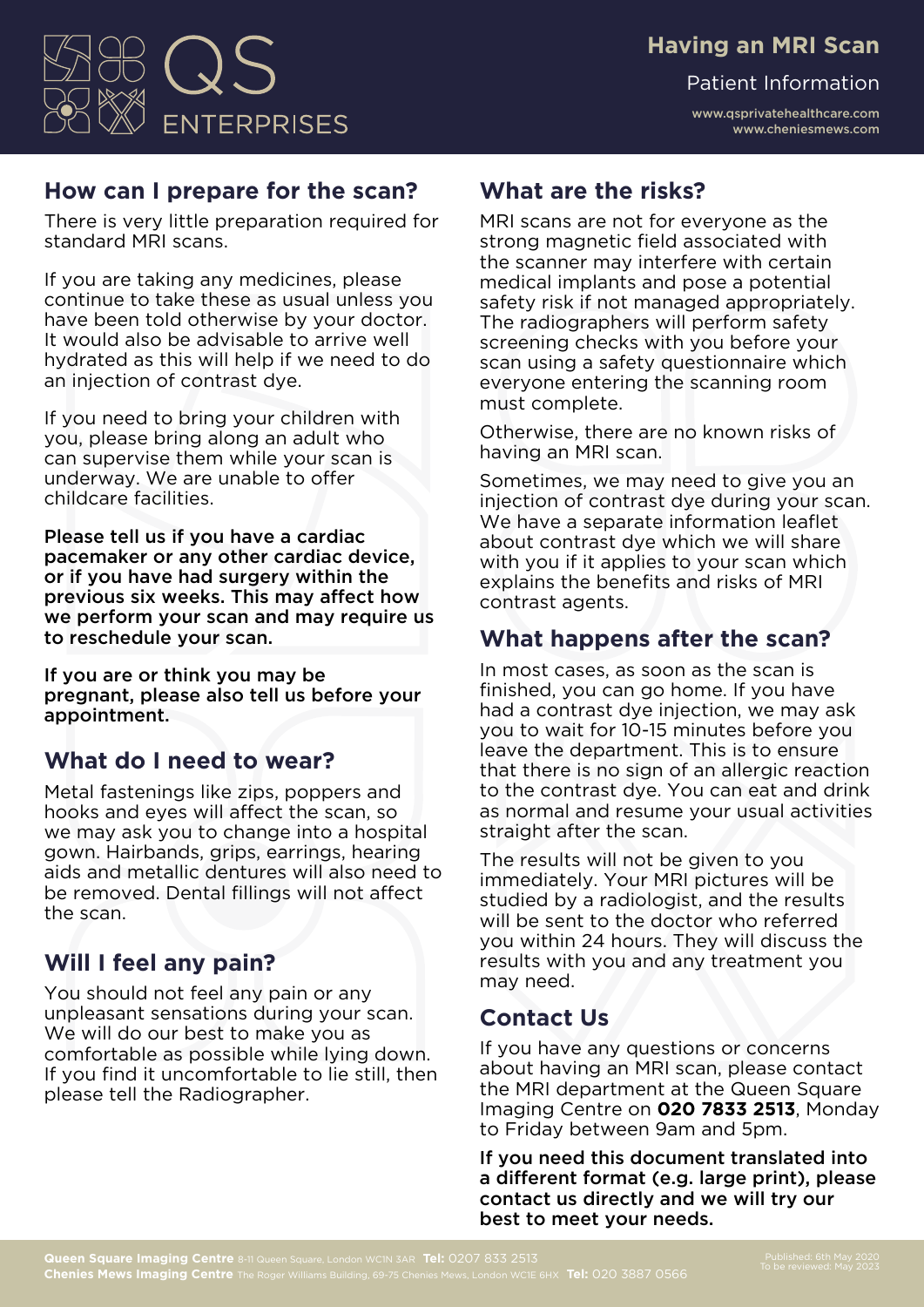# Having an MRI Scan

Patient Information

www.qsprivatehealthcare.com
www.cheniesmews.com

## How can I prepare for the scan?

There is very little preparation required for standard MRI scans.

If you are taking any medicines, please continue to take these as usual unless you have been told otherwise by your doctor. It would also be advisable to arrive well hydrated as this will help if we need to do an injection of contrast dye.

If you need to bring your children with you, please bring along an adult who can supervise them while your scan is underway. We are unable to offer childcare facilities.

**Please tell us if you have a cardiac pacemaker or any other cardiac device, or if you have had surgery within the previous six weeks. This may affect how we perform your scan and may require us to reschedule your scan.**

**If you are or think you may be pregnant, please also tell us before your appointment.**

## What do I need to wear?

Metal fastenings like zips, poppers and hooks and eyes will affect the scan, so we may ask you to change into a hospital gown. Hairbands, grips, earrings, hearing aids and metallic dentures will also need to be removed. Dental fillings will not affect the scan.

## Will I feel any pain?

You should not feel any pain or any unpleasant sensations during your scan. We will do our best to make you as comfortable as possible while lying down. If you find it uncomfortable to lie still, then please tell the Radiographer.

## What are the risks?

MRI scans are not for everyone as the strong magnetic field associated with the scanner may interfere with certain medical implants and pose a potential safety risk if not managed appropriately. The radiographers will perform safety screening checks with you before your scan using a safety questionnaire which everyone entering the scanning room must complete.

Otherwise, there are no known risks of having an MRI scan.

Sometimes, we may need to give you an injection of contrast dye during your scan. We have a separate information leaflet about contrast dye which we will share with you if it applies to your scan which explains the benefits and risks of MRI contrast agents.

## What happens after the scan?

In most cases, as soon as the scan is finished, you can go home. If you have had a contrast dye injection, we may ask you to wait for 10-15 minutes before you leave the department. This is to ensure that there is no sign of an allergic reaction to the contrast dye. You can eat and drink as normal and resume your usual activities straight after the scan.

The results will not be given to you immediately. Your MRI pictures will be studied by a radiologist, and the results will be sent to the doctor who referred you within 24 hours. They will discuss the results with you and any treatment you may need.

## Contact Us

If you have any questions or concerns about having an MRI scan, please contact the MRI department at the Queen Square Imaging Centre on **020 7833 2513**, Monday to Friday between 9am and 5pm.

**If you need this document translated into a different format (e.g. large print), please contact us directly and we will try our best to meet your needs.**

**Queen Square Imaging Centre** 8-11 Queen Square, London WC1N 3AR **Tel:** 0207 833 2513
**Chenies Mews Imaging Centre** The Roger Williams Building, 69-75 Chenies Mews, London WC1E 6HX **Tel:** 020 3887 0566

Published: 6th May 2020
To be reviewed: May 2023